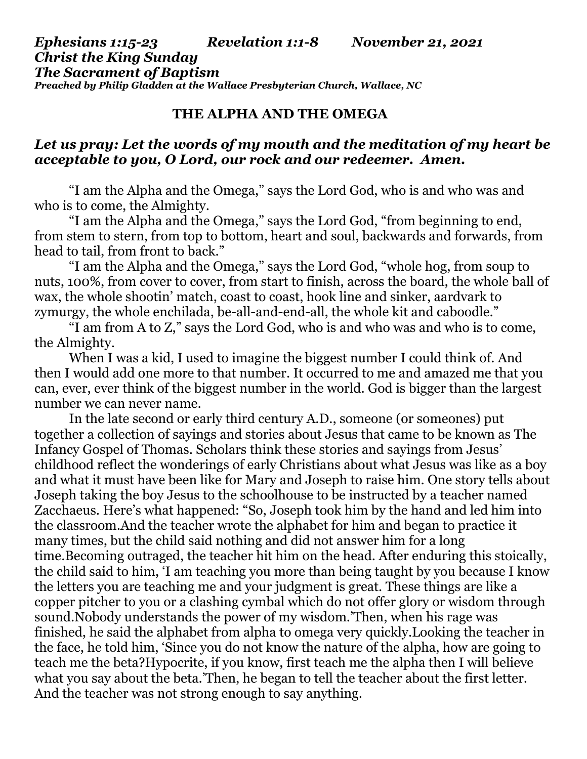***Ephesians 1:15-23 Revelation 1:1-8 November 21, 2021***
***Christ the King Sunday***
***The Sacrament of Baptism***
***Preached by Philip Gladden at the Wallace Presbyterian Church, Wallace, NC***

# THE ALPHA AND THE OMEGA

***Let us pray: Let the words of my mouth and the meditation of my heart be acceptable to you, O Lord, our rock and our redeemer. Amen.***

"I am the Alpha and the Omega," says the Lord God, who is and who was and who is to come, the Almighty.

"I am the Alpha and the Omega," says the Lord God, "from beginning to end, from stem to stern, from top to bottom, heart and soul, backwards and forwards, from head to tail, from front to back."

"I am the Alpha and the Omega," says the Lord God, "whole hog, from soup to nuts, 100%, from cover to cover, from start to finish, across the board, the whole ball of wax, the whole shootin' match, coast to coast, hook line and sinker, aardvark to zymurgy, the whole enchilada, be-all-and-end-all, the whole kit and caboodle."

"I am from A to Z," says the Lord God, who is and who was and who is to come, the Almighty.

When I was a kid, I used to imagine the biggest number I could think of. And then I would add one more to that number. It occurred to me and amazed me that you can, ever, ever think of the biggest number in the world. God is bigger than the largest number we can never name.

In the late second or early third century A.D., someone (or someones) put together a collection of sayings and stories about Jesus that came to be known as The Infancy Gospel of Thomas. Scholars think these stories and sayings from Jesus' childhood reflect the wonderings of early Christians about what Jesus was like as a boy and what it must have been like for Mary and Joseph to raise him. One story tells about Joseph taking the boy Jesus to the schoolhouse to be instructed by a teacher named Zacchaeus. Here's what happened: "So, Joseph took him by the hand and led him into the classroom.And the teacher wrote the alphabet for him and began to practice it many times, but the child said nothing and did not answer him for a long time.Becoming outraged, the teacher hit him on the head. After enduring this stoically, the child said to him, 'I am teaching you more than being taught by you because I know the letters you are teaching me and your judgment is great. These things are like a copper pitcher to you or a clashing cymbal which do not offer glory or wisdom through sound.Nobody understands the power of my wisdom.'Then, when his rage was finished, he said the alphabet from alpha to omega very quickly.Looking the teacher in the face, he told him, 'Since you do not know the nature of the alpha, how are going to teach me the beta?Hypocrite, if you know, first teach me the alpha then I will believe what you say about the beta.'Then, he began to tell the teacher about the first letter. And the teacher was not strong enough to say anything.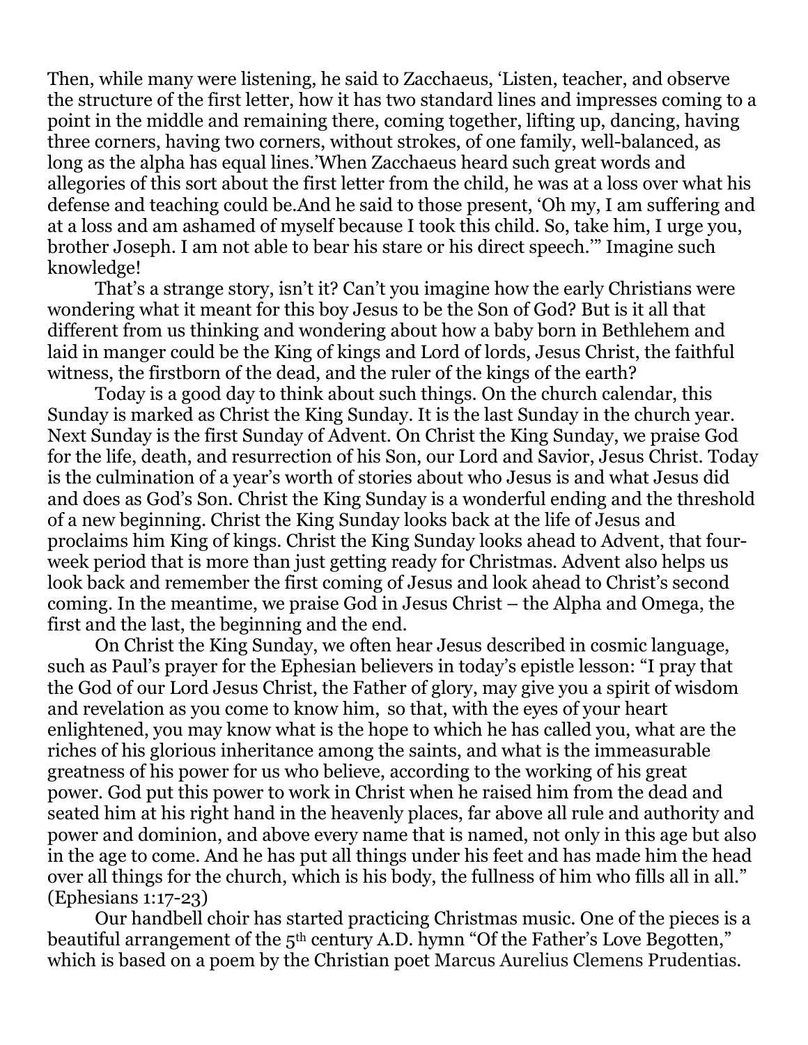Then, while many were listening, he said to Zacchaeus, 'Listen, teacher, and observe the structure of the first letter, how it has two standard lines and impresses coming to a point in the middle and remaining there, coming together, lifting up, dancing, having three corners, having two corners, without strokes, of one family, well-balanced, as long as the alpha has equal lines.'When Zacchaeus heard such great words and allegories of this sort about the first letter from the child, he was at a loss over what his defense and teaching could be.And he said to those present, 'Oh my, I am suffering and at a loss and am ashamed of myself because I took this child. So, take him, I urge you, brother Joseph. I am not able to bear his stare or his direct speech.'" Imagine such knowledge!

That's a strange story, isn't it? Can't you imagine how the early Christians were wondering what it meant for this boy Jesus to be the Son of God? But is it all that different from us thinking and wondering about how a baby born in Bethlehem and laid in manger could be the King of kings and Lord of lords, Jesus Christ, the faithful witness, the firstborn of the dead, and the ruler of the kings of the earth?

Today is a good day to think about such things. On the church calendar, this Sunday is marked as Christ the King Sunday. It is the last Sunday in the church year. Next Sunday is the first Sunday of Advent. On Christ the King Sunday, we praise God for the life, death, and resurrection of his Son, our Lord and Savior, Jesus Christ. Today is the culmination of a year's worth of stories about who Jesus is and what Jesus did and does as God's Son. Christ the King Sunday is a wonderful ending and the threshold of a new beginning. Christ the King Sunday looks back at the life of Jesus and proclaims him King of kings. Christ the King Sunday looks ahead to Advent, that four-week period that is more than just getting ready for Christmas. Advent also helps us look back and remember the first coming of Jesus and look ahead to Christ's second coming. In the meantime, we praise God in Jesus Christ – the Alpha and Omega, the first and the last, the beginning and the end.

On Christ the King Sunday, we often hear Jesus described in cosmic language, such as Paul's prayer for the Ephesian believers in today's epistle lesson: "I pray that the God of our Lord Jesus Christ, the Father of glory, may give you a spirit of wisdom and revelation as you come to know him, so that, with the eyes of your heart enlightened, you may know what is the hope to which he has called you, what are the riches of his glorious inheritance among the saints, and what is the immeasurable greatness of his power for us who believe, according to the working of his great power. God put this power to work in Christ when he raised him from the dead and seated him at his right hand in the heavenly places, far above all rule and authority and power and dominion, and above every name that is named, not only in this age but also in the age to come. And he has put all things under his feet and has made him the head over all things for the church, which is his body, the fullness of him who fills all in all." (Ephesians 1:17-23)

Our handbell choir has started practicing Christmas music. One of the pieces is a beautiful arrangement of the 5th century A.D. hymn "Of the Father's Love Begotten," which is based on a poem by the Christian poet Marcus Aurelius Clemens Prudentias.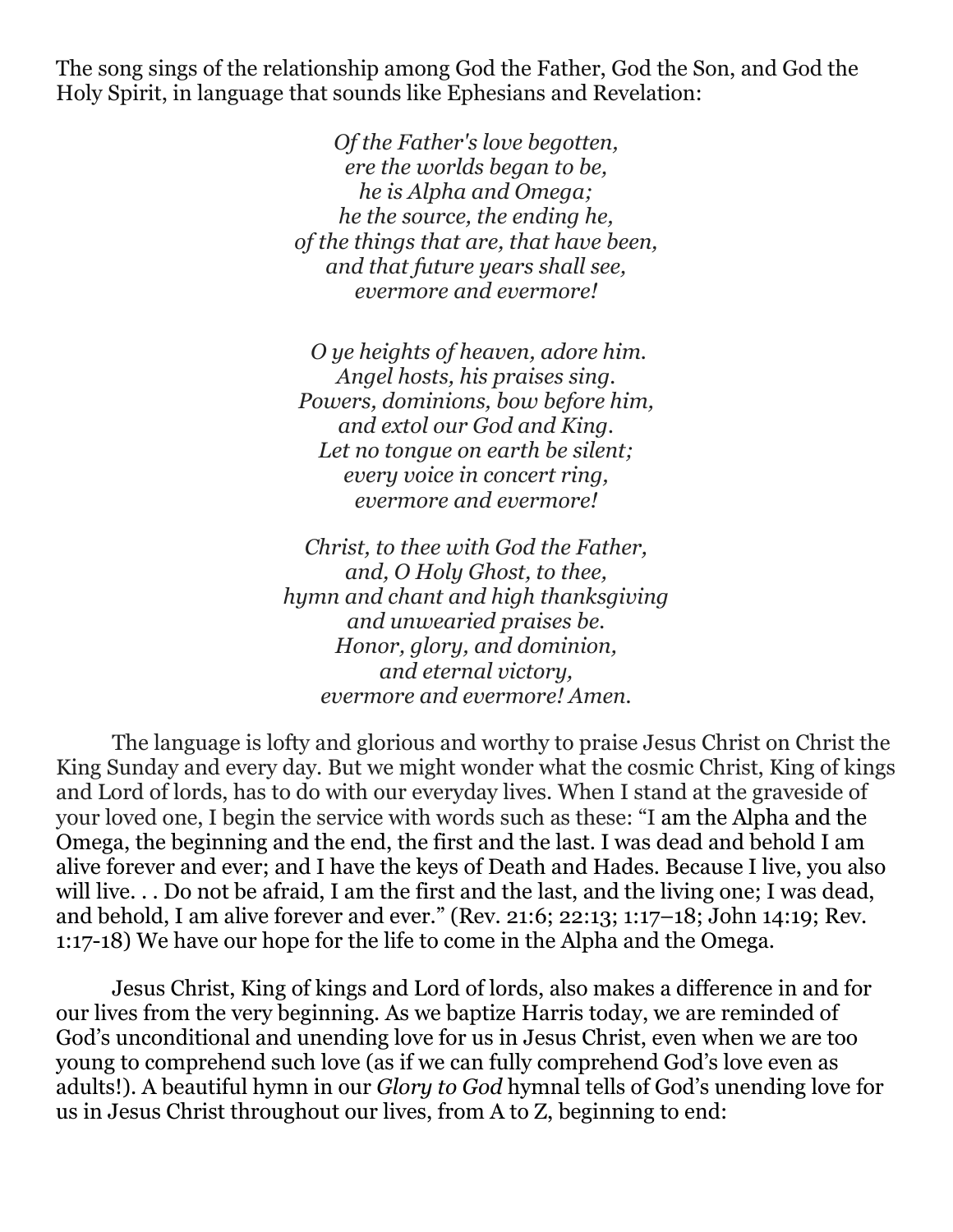The song sings of the relationship among God the Father, God the Son, and God the Holy Spirit, in language that sounds like Ephesians and Revelation:

*Of the Father's love begotten,*
*ere the worlds began to be,*
*he is Alpha and Omega;*
*he the source, the ending he,*
*of the things that are, that have been,*
*and that future years shall see,*
*evermore and evermore!*

*O ye heights of heaven, adore him.*
*Angel hosts, his praises sing.*
*Powers, dominions, bow before him,*
*and extol our God and King.*
*Let no tongue on earth be silent;*
*every voice in concert ring,*
*evermore and evermore!*

*Christ, to thee with God the Father,*
*and, O Holy Ghost, to thee,*
*hymn and chant and high thanksgiving*
*and unwearied praises be.*
*Honor, glory, and dominion,*
*and eternal victory,*
*evermore and evermore! Amen.*

The language is lofty and glorious and worthy to praise Jesus Christ on Christ the King Sunday and every day. But we might wonder what the cosmic Christ, King of kings and Lord of lords, has to do with our everyday lives. When I stand at the graveside of your loved one, I begin the service with words such as these: "I am the Alpha and the Omega, the beginning and the end, the first and the last. I was dead and behold I am alive forever and ever; and I have the keys of Death and Hades. Because I live, you also will live. . . Do not be afraid, I am the first and the last, and the living one; I was dead, and behold, I am alive forever and ever." (Rev. 21:6; 22:13; 1:17–18; John 14:19; Rev. 1:17-18) We have our hope for the life to come in the Alpha and the Omega.

Jesus Christ, King of kings and Lord of lords, also makes a difference in and for our lives from the very beginning. As we baptize Harris today, we are reminded of God's unconditional and unending love for us in Jesus Christ, even when we are too young to comprehend such love (as if we can fully comprehend God's love even as adults!). A beautiful hymn in our *Glory to God* hymnal tells of God's unending love for us in Jesus Christ throughout our lives, from A to Z, beginning to end: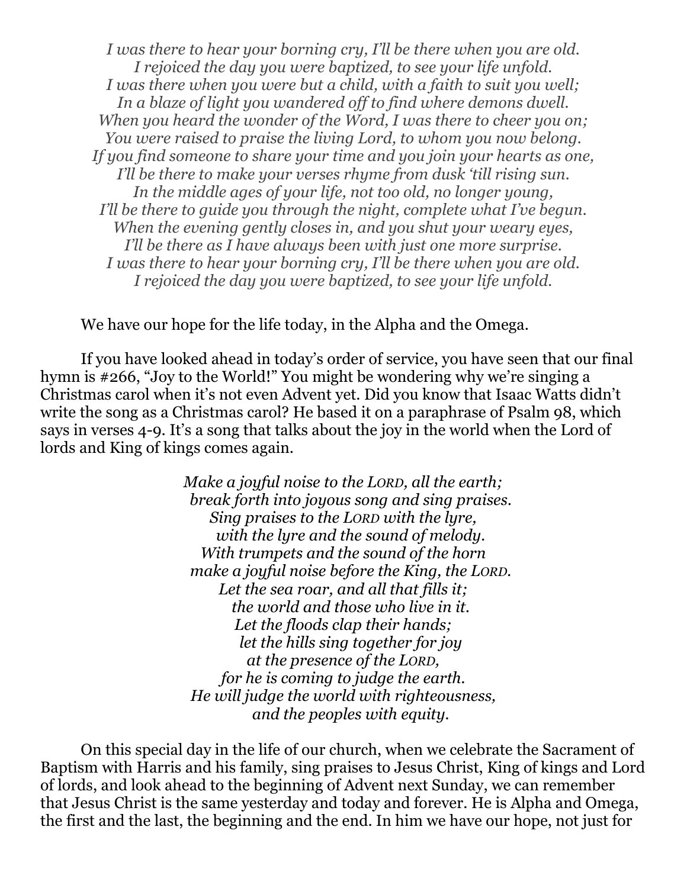*I was there to hear your borning cry, I'll be there when you are old.*
*I rejoiced the day you were baptized, to see your life unfold.*
*I was there when you were but a child, with a faith to suit you well;*
*In a blaze of light you wandered off to find where demons dwell.*
*When you heard the wonder of the Word, I was there to cheer you on;*
*You were raised to praise the living Lord, to whom you now belong.*
*If you find someone to share your time and you join your hearts as one,*
*I'll be there to make your verses rhyme from dusk 'till rising sun.*
*In the middle ages of your life, not too old, no longer young,*
*I'll be there to guide you through the night, complete what I've begun.*
*When the evening gently closes in, and you shut your weary eyes,*
*I'll be there as I have always been with just one more surprise.*
*I was there to hear your borning cry, I'll be there when you are old.*
*I rejoiced the day you were baptized, to see your life unfold.*

We have our hope for the life today, in the Alpha and the Omega.

If you have looked ahead in today's order of service, you have seen that our final hymn is #266, "Joy to the World!" You might be wondering why we're singing a Christmas carol when it's not even Advent yet. Did you know that Isaac Watts didn't write the song as a Christmas carol? He based it on a paraphrase of Psalm 98, which says in verses 4-9. It's a song that talks about the joy in the world when the Lord of lords and King of kings comes again.

*Make a joyful noise to the LORD, all the earth;*
*break forth into joyous song and sing praises.*
*Sing praises to the LORD with the lyre,*
*with the lyre and the sound of melody.*
*With trumpets and the sound of the horn*
*make a joyful noise before the King, the LORD.*
*Let the sea roar, and all that fills it;*
*the world and those who live in it.*
*Let the floods clap their hands;*
*let the hills sing together for joy*
*at the presence of the LORD,*
*for he is coming to judge the earth.*
*He will judge the world with righteousness,*
*and the peoples with equity.*

On this special day in the life of our church, when we celebrate the Sacrament of Baptism with Harris and his family, sing praises to Jesus Christ, King of kings and Lord of lords, and look ahead to the beginning of Advent next Sunday, we can remember that Jesus Christ is the same yesterday and today and forever. He is Alpha and Omega, the first and the last, the beginning and the end. In him we have our hope, not just for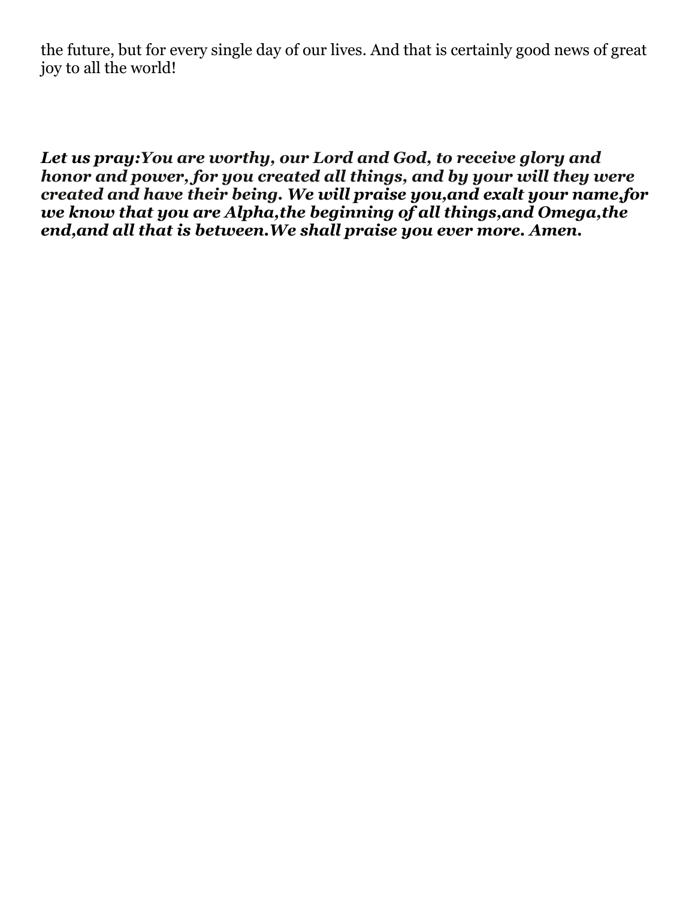the future, but for every single day of our lives. And that is certainly good news of great joy to all the world!

***Let us pray:You are worthy, our Lord and God, to receive glory and honor and power, for you created all things, and by your will they were created and have their being. We will praise you,and exalt your name,for we know that you are Alpha,the beginning of all things,and Omega,the end,and all that is between.We shall praise you ever more. Amen.***